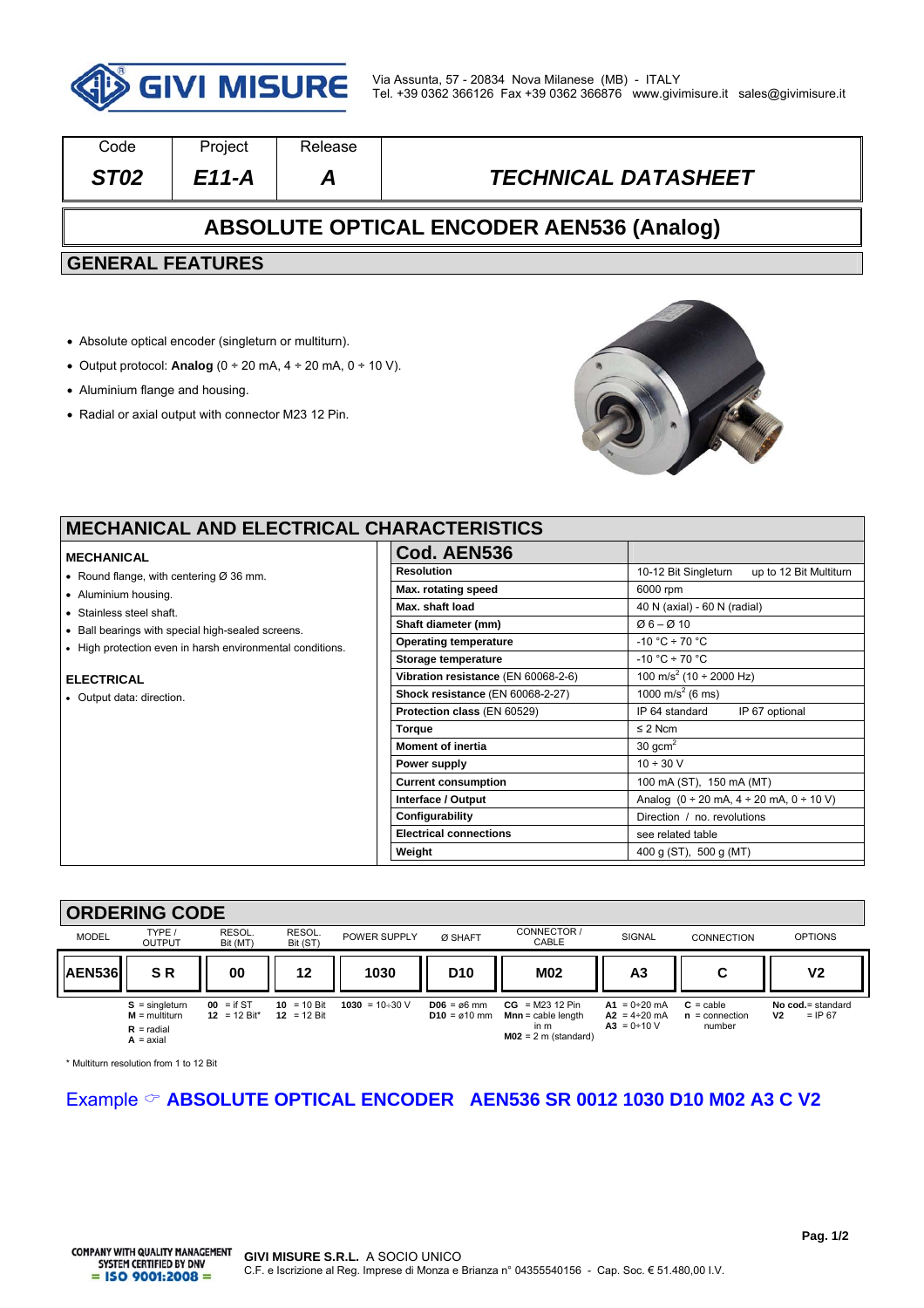Via Assunta, 57 - 20834 Nova Milanese (MB) - ITALY
Tel. +39 0362 366126 Fax +39 0362 366876 www.givimisure.it sales@givimisure.it

| Code | Project | Release | |
|---|---|---|---|
| *ST02* | *E11-A* | *A* | *TECHNICAL DATASHEET* |

# ABSOLUTE OPTICAL ENCODER AEN536 (Analog)

## GENERAL FEATURES

- Absolute optical encoder (singleturn or multiturn).
- Output protocol: **Analog** (0 ÷ 20 mA, 4 ÷ 20 mA, 0 ÷ 10 V).
- Aluminium flange and housing.
- Radial or axial output with connector M23 12 Pin.

## MECHANICAL AND ELECTRICAL CHARACTERISTICS

**MECHANICAL**

- Round flange, with centering Ø 36 mm.
- Aluminium housing.
- Stainless steel shaft.
- Ball bearings with special high-sealed screens.
- High protection even in harsh environmental conditions.

**ELECTRICAL**

- Output data: direction.

| Cod. AEN536 | |
|---|---|
| **Resolution** | 10-12 Bit Singleturn up to 12 Bit Multiturn |
| **Max. rotating speed** | 6000 rpm |
| **Max. shaft load** | 40 N (axial) - 60 N (radial) |
| **Shaft diameter (mm)** | Ø 6 – Ø 10 |
| **Operating temperature** | -10 °C ÷ 70 °C |
| **Storage temperature** | -10 °C ÷ 70 °C |
| **Vibration resistance** (EN 60068-2-6) | 100 m/s$^2$ (10 ÷ 2000 Hz) |
| **Shock resistance** (EN 60068-2-27) | 1000 m/s$^2$ (6 ms) |
| **Protection class** (EN 60529) | IP 64 standard IP 67 optional |
| **Torque** | ≤ 2 Ncm |
| **Moment of inertia** | 30 gcm$^2$ |
| **Power supply** | 10 ÷ 30 V |
| **Current consumption** | 100 mA (ST), 150 mA (MT) |
| **Interface / Output** | Analog (0 ÷ 20 mA, 4 ÷ 20 mA, 0 ÷ 10 V) |
| **Configurability** | Direction / no. revolutions |
| **Electrical connections** | see related table |
| **Weight** | 400 g (ST), 500 g (MT) |

## ORDERING CODE

| MODEL | TYPE / OUTPUT | RESOL. Bit (MT) | RESOL. Bit (ST) | POWER SUPPLY | Ø SHAFT | CONNECTOR / CABLE | SIGNAL | CONNECTION | OPTIONS |
|---|---|---|---|---|---|---|---|---|---|
| **AEN536** | **S R** | **00** | **12** | **1030** | **D10** | **M02** | **A3** | **C** | **V2** |
| | **S** = singleturn<br>**M** = multiturn<br>**R** = radial<br>**A** = axial | **00** = if ST<br>**12** = 12 Bit* | **10** = 10 Bit<br>**12** = 12 Bit | **1030** = 10÷30 V | **D06** = ø6 mm<br>**D10** = ø10 mm | **CG** = M23 12 Pin<br>**Mnn** = cable length in m<br>**M02** = 2 m (standard) | **A1** = 0÷20 mA<br>**A2** = 4÷20 mA<br>**A3** = 0÷10 V | **C** = cable<br>**n** = connection number | **No cod.** = standard<br>**V2** = IP 67 |

\* Multiturn resolution from 1 to 12 Bit

Example ☞ **ABSOLUTE OPTICAL ENCODER AEN536 SR 0012 1030 D10 M02 A3 C V2**

COMPANY WITH QUALITY MANAGEMENT SYSTEM CERTIFIED BY DNV = ISO 9001:2008 =

**GIVI MISURE S.R.L.** A SOCIO UNICO
C.F. e Iscrizione al Reg. Imprese di Monza e Brianza n° 04355540156 - Cap. Soc. € 51.480,00 I.V.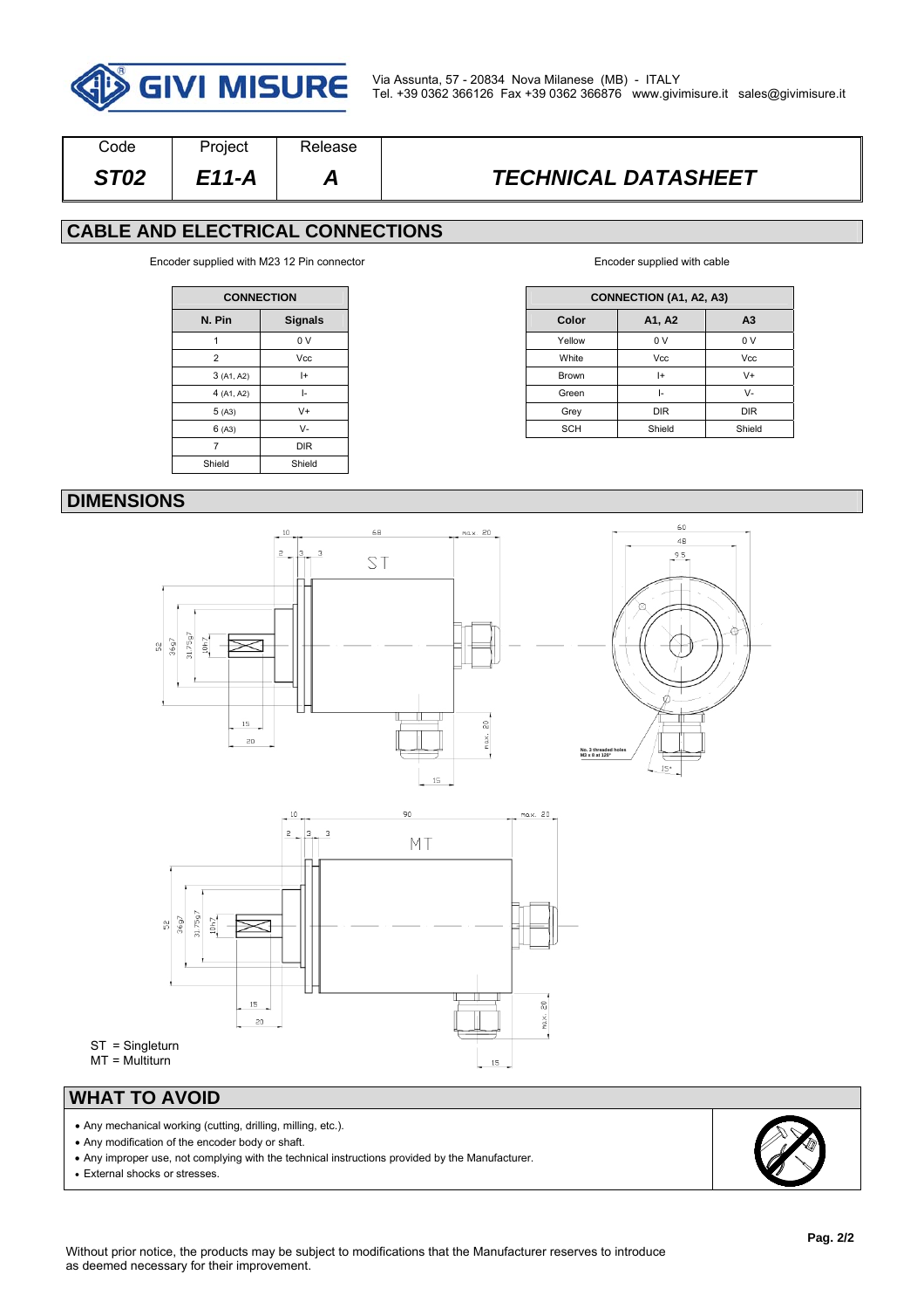Via Assunta, 57 - 20834 Nova Milanese (MB) - ITALY
Tel. +39 0362 366126 Fax +39 0362 366876 www.givimisure.it sales@givimisure.it

| Code | Project | Release | |
|---|---|---|---|
| ***ST02*** | ***E11-A*** | ***A*** | ***TECHNICAL DATASHEET*** |

## CABLE AND ELECTRICAL CONNECTIONS

Encoder supplied with M23 12 Pin connector

| CONNECTION | |
|---|---|
| **N. Pin** | **Signals** |
| 1 | 0 V |
| 2 | Vcc |
| 3 (A1, A2) | I+ |
| 4 (A1, A2) | I- |
| 5 (A3) | V+ |
| 6 (A3) | V- |
| 7 | DIR |
| Shield | Shield |

Encoder supplied with cable

| CONNECTION (A1, A2, A3) | | |
|---|---|---|
| **Color** | **A1, A2** | **A3** |
| Yellow | 0 V | 0 V |
| White | Vcc | Vcc |
| Brown | I+ | V+ |
| Green | I- | V- |
| Grey | DIR | DIR |
| SCH | Shield | Shield |

## DIMENSIONS

ST
10
68
max. 20
2
3
3
52
36g7
31.75g7
10h7
15
20
max. 20
15

60
48
9.5
No. 3 threaded holes M3 x 8 at 120°
15°

MT
10
90
max. 20
2
3
3
52
36g7
31.75g7
10h7
15
20
max. 20
15

ST = Singleturn
MT = Multiturn

## WHAT TO AVOID

- Any mechanical working (cutting, drilling, milling, etc.).
- Any modification of the encoder body or shaft.
- Any improper use, not complying with the technical instructions provided by the Manufacturer.
- External shocks or stresses.

Without prior notice, the products may be subject to modifications that the Manufacturer reserves to introduce as deemed necessary for their improvement.